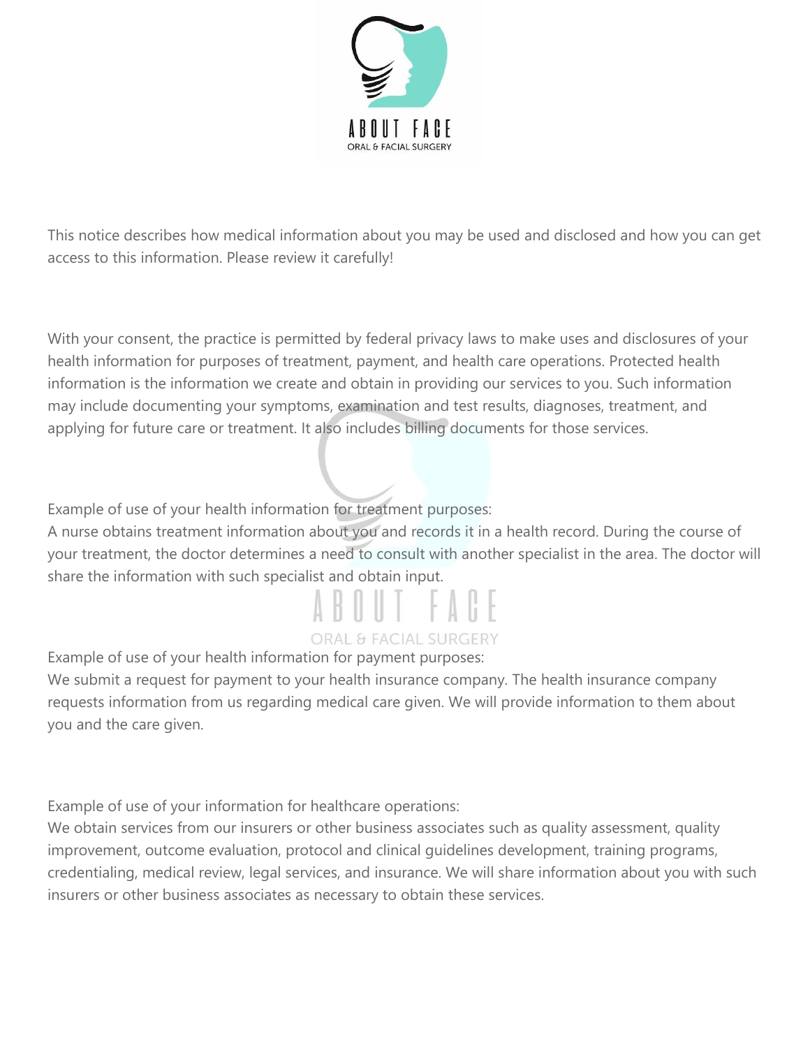ABOUT FACE
ORAL & FACIAL SURGERY

This notice describes how medical information about you may be used and disclosed and how you can get access to this information. Please review it carefully!

With your consent, the practice is permitted by federal privacy laws to make uses and disclosures of your health information for purposes of treatment, payment, and health care operations. Protected health information is the information we create and obtain in providing our services to you. Such information may include documenting your symptoms, examination and test results, diagnoses, treatment, and applying for future care or treatment. It also includes billing documents for those services.

Example of use of your health information for treatment purposes:
A nurse obtains treatment information about you and records it in a health record. During the course of your treatment, the doctor determines a need to consult with another specialist in the area. The doctor will share the information with such specialist and obtain input.

Example of use of your health information for payment purposes:
We submit a request for payment to your health insurance company. The health insurance company requests information from us regarding medical care given. We will provide information to them about you and the care given.

Example of use of your information for healthcare operations:
We obtain services from our insurers or other business associates such as quality assessment, quality improvement, outcome evaluation, protocol and clinical guidelines development, training programs, credentialing, medical review, legal services, and insurance. We will share information about you with such insurers or other business associates as necessary to obtain these services.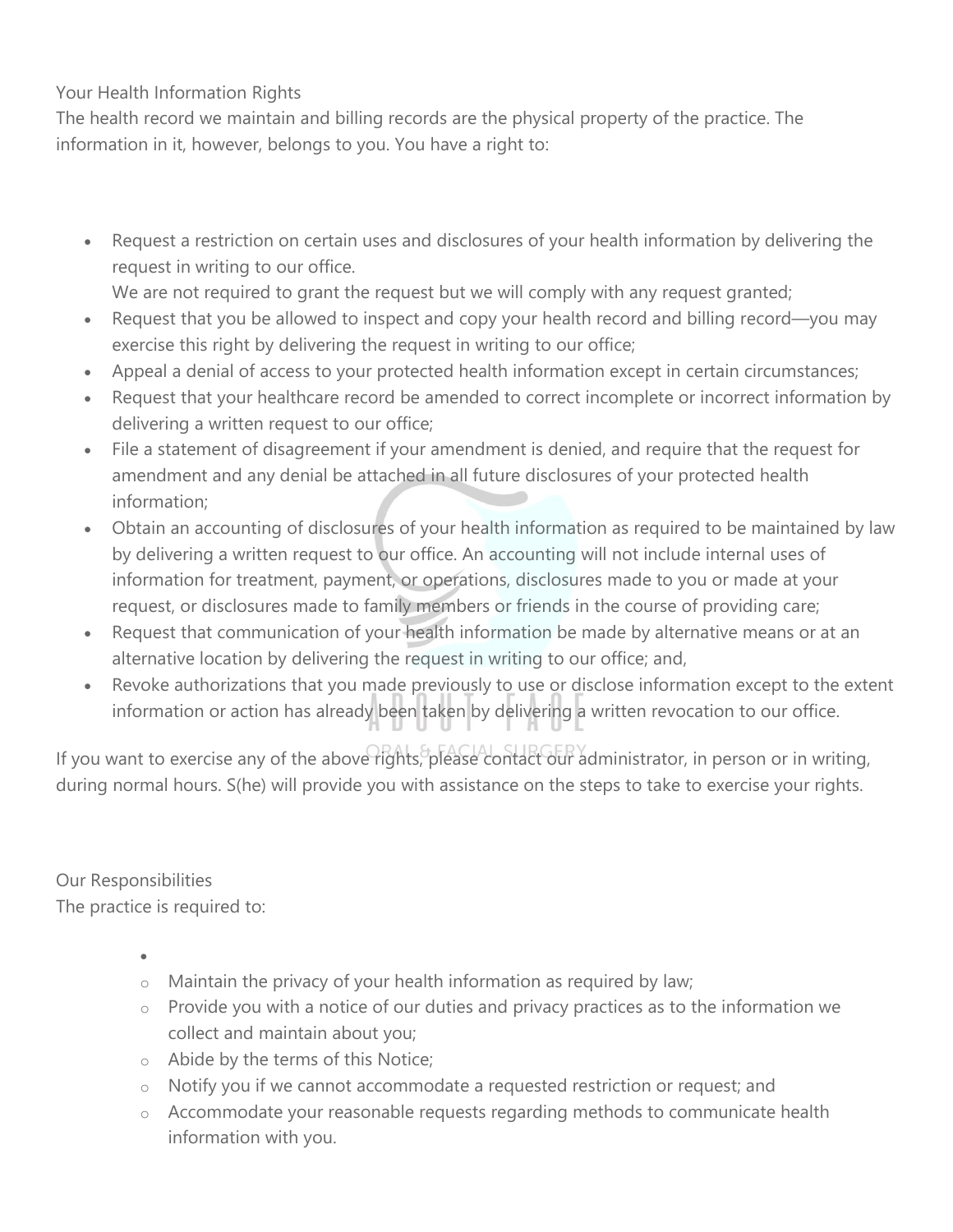Your Health Information Rights

The health record we maintain and billing records are the physical property of the practice. The information in it, however, belongs to you. You have a right to:

- Request a restriction on certain uses and disclosures of your health information by delivering the request in writing to our office.
  We are not required to grant the request but we will comply with any request granted;
- Request that you be allowed to inspect and copy your health record and billing record—you may exercise this right by delivering the request in writing to our office;
- Appeal a denial of access to your protected health information except in certain circumstances;
- Request that your healthcare record be amended to correct incomplete or incorrect information by delivering a written request to our office;
- File a statement of disagreement if your amendment is denied, and require that the request for amendment and any denial be attached in all future disclosures of your protected health information;
- Obtain an accounting of disclosures of your health information as required to be maintained by law by delivering a written request to our office. An accounting will not include internal uses of information for treatment, payment, or operations, disclosures made to you or made at your request, or disclosures made to family members or friends in the course of providing care;
- Request that communication of your health information be made by alternative means or at an alternative location by delivering the request in writing to our office; and,
- Revoke authorizations that you made previously to use or disclose information except to the extent information or action has already been taken by delivering a written revocation to our office.

If you want to exercise any of the above rights, please contact our administrator, in person or in writing, during normal hours. S(he) will provide you with assistance on the steps to take to exercise your rights.

Our Responsibilities

The practice is required to:

- Maintain the privacy of your health information as required by law;
- Provide you with a notice of our duties and privacy practices as to the information we collect and maintain about you;
- Abide by the terms of this Notice;
- Notify you if we cannot accommodate a requested restriction or request; and
- Accommodate your reasonable requests regarding methods to communicate health information with you.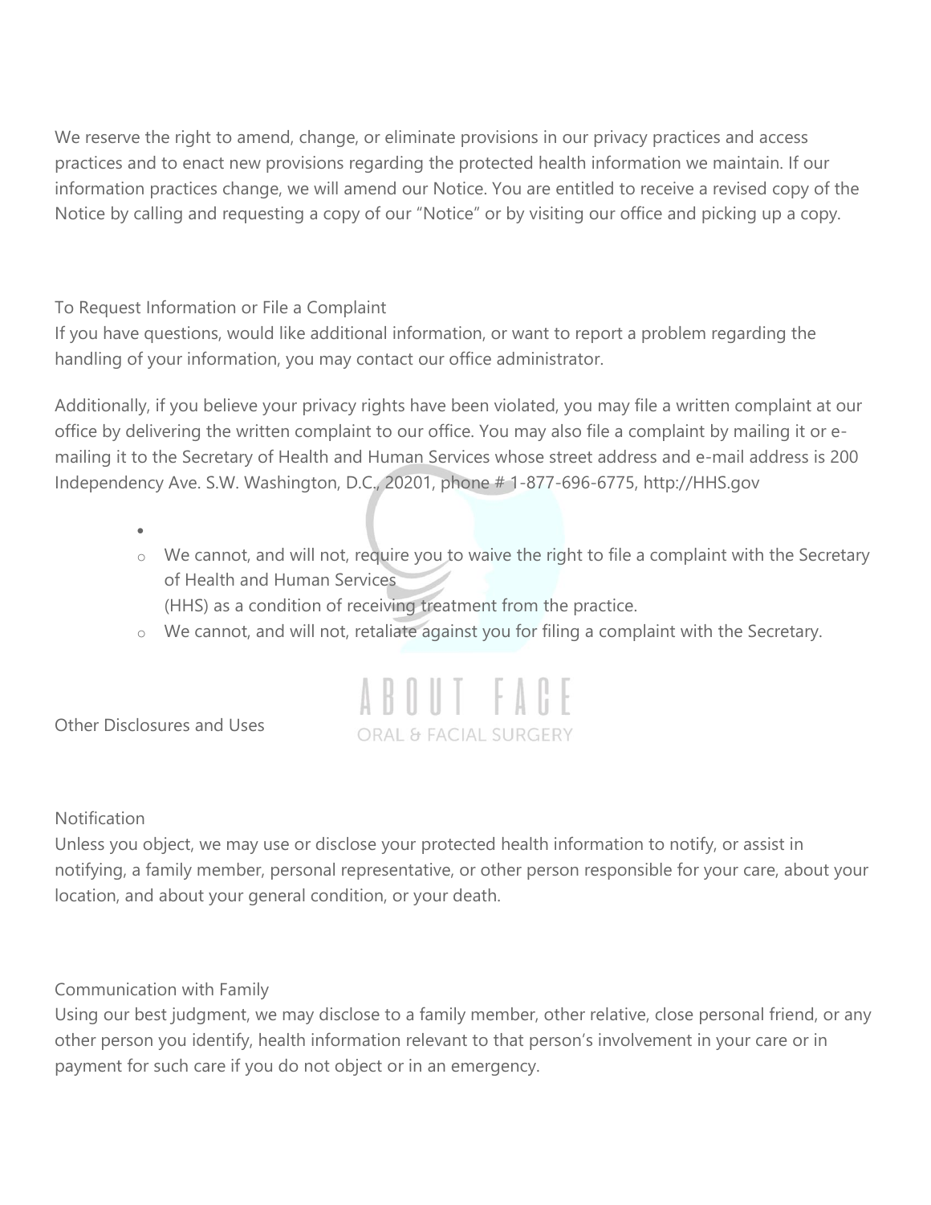We reserve the right to amend, change, or eliminate provisions in our privacy practices and access practices and to enact new provisions regarding the protected health information we maintain. If our information practices change, we will amend our Notice. You are entitled to receive a revised copy of the Notice by calling and requesting a copy of our "Notice" or by visiting our office and picking up a copy.

To Request Information or File a Complaint

If you have questions, would like additional information, or want to report a problem regarding the handling of your information, you may contact our office administrator.

Additionally, if you believe your privacy rights have been violated, you may file a written complaint at our office by delivering the written complaint to our office. You may also file a complaint by mailing it or e-mailing it to the Secretary of Health and Human Services whose street address and e-mail address is 200 Independency Ave. S.W. Washington, D.C., 20201, phone # 1-877-696-6775, http://HHS.gov

- 
    - We cannot, and will not, require you to waive the right to file a complaint with the Secretary of Health and Human Services (HHS) as a condition of receiving treatment from the practice.
    - We cannot, and will not, retaliate against you for filing a complaint with the Secretary.

Other Disclosures and Uses

Notification

Unless you object, we may use or disclose your protected health information to notify, or assist in notifying, a family member, personal representative, or other person responsible for your care, about your location, and about your general condition, or your death.

Communication with Family

Using our best judgment, we may disclose to a family member, other relative, close personal friend, or any other person you identify, health information relevant to that person's involvement in your care or in payment for such care if you do not object or in an emergency.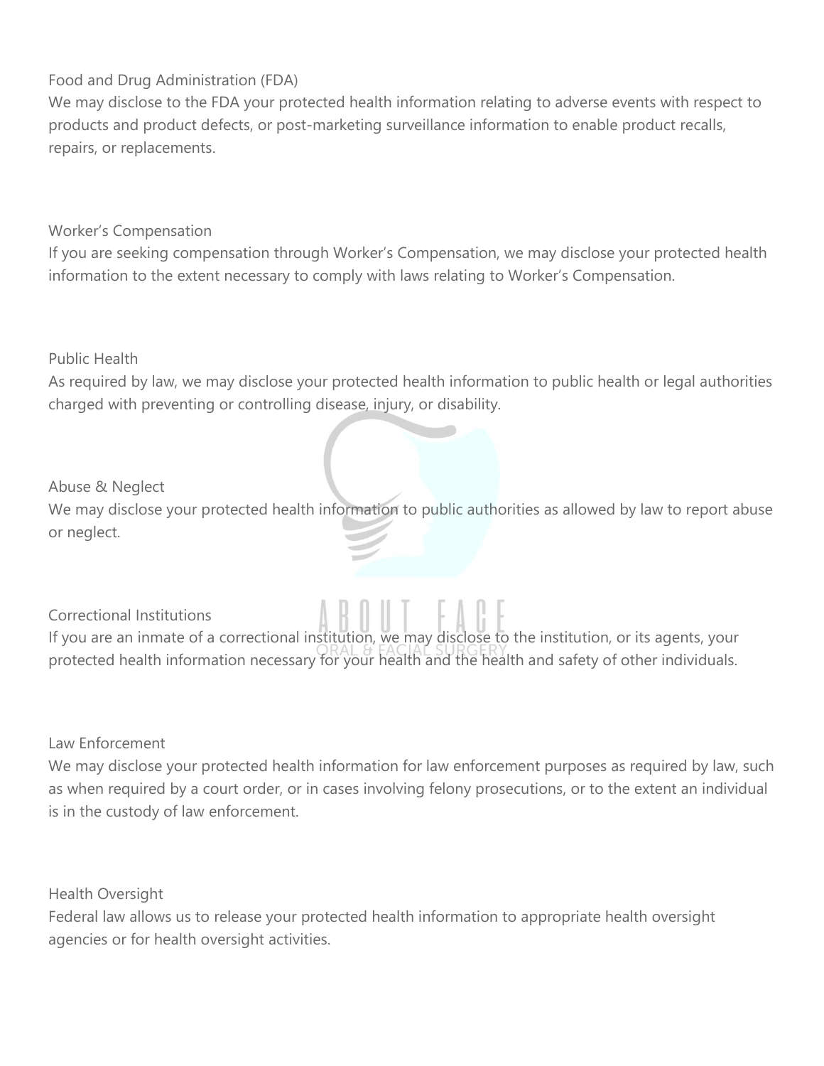### Food and Drug Administration (FDA)

We may disclose to the FDA your protected health information relating to adverse events with respect to products and product defects, or post-marketing surveillance information to enable product recalls, repairs, or replacements.

### Worker's Compensation

If you are seeking compensation through Worker's Compensation, we may disclose your protected health information to the extent necessary to comply with laws relating to Worker's Compensation.

### Public Health

As required by law, we may disclose your protected health information to public health or legal authorities charged with preventing or controlling disease, injury, or disability.

### Abuse & Neglect

We may disclose your protected health information to public authorities as allowed by law to report abuse or neglect.

### Correctional Institutions

If you are an inmate of a correctional institution, we may disclose to the institution, or its agents, your protected health information necessary for your health and the health and safety of other individuals.

### Law Enforcement

We may disclose your protected health information for law enforcement purposes as required by law, such as when required by a court order, or in cases involving felony prosecutions, or to the extent an individual is in the custody of law enforcement.

### Health Oversight

Federal law allows us to release your protected health information to appropriate health oversight agencies or for health oversight activities.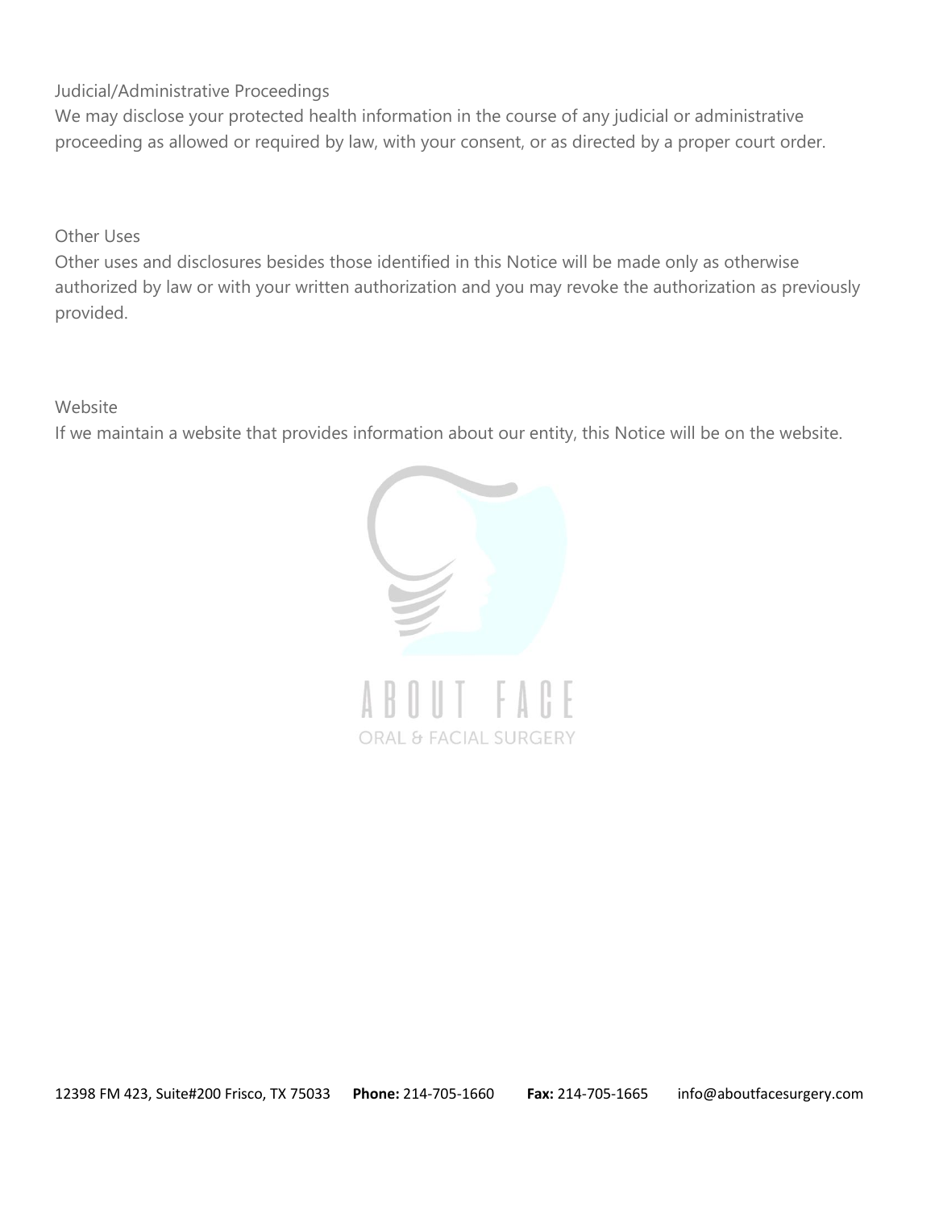### Judicial/Administrative Proceedings

We may disclose your protected health information in the course of any judicial or administrative proceeding as allowed or required by law, with your consent, or as directed by a proper court order.

### Other Uses

Other uses and disclosures besides those identified in this Notice will be made only as otherwise authorized by law or with your written authorization and you may revoke the authorization as previously provided.

### Website

If we maintain a website that provides information about our entity, this Notice will be on the website.